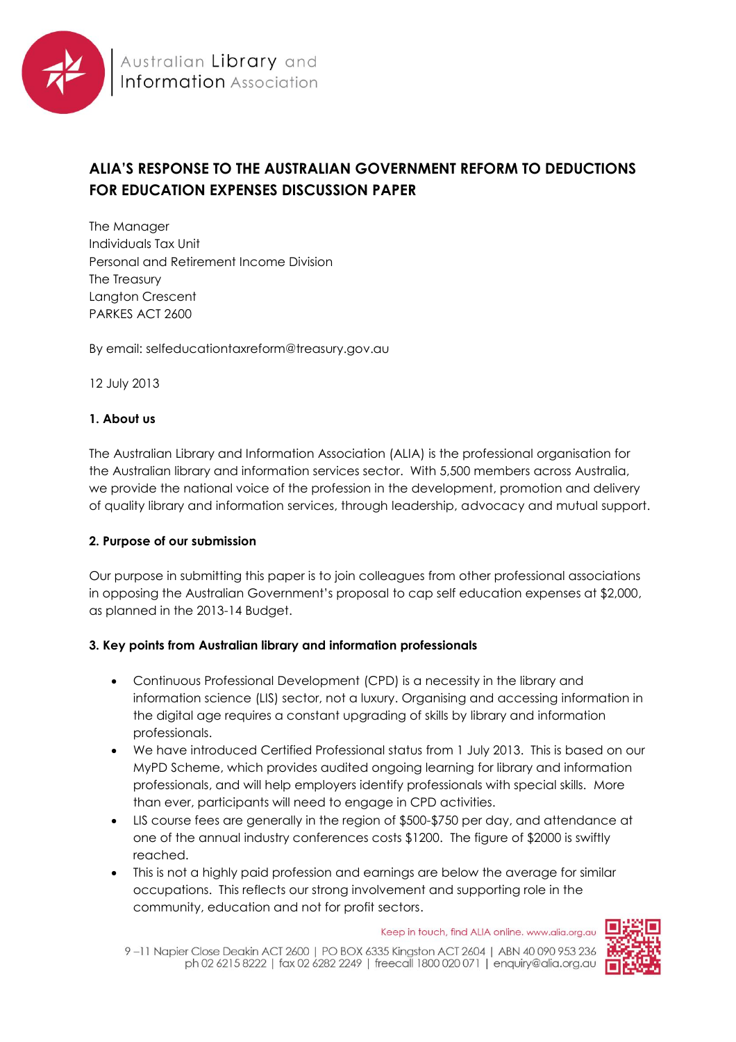# ALIA'S RESPONSE TO THE AUSTRALIAN GOVERNMENT REFORM TO DEDUCTIONS FOR EDUCATION EXPENSES DISCUSSION PAPER

The Manager
Individuals Tax Unit
Personal and Retirement Income Division
The Treasury
Langton Crescent
PARKES ACT 2600

By email: selfeducationtaxreform@treasury.gov.au

12 July 2013

**1. About us**

The Australian Library and Information Association (ALIA) is the professional organisation for the Australian library and information services sector. With 5,500 members across Australia, we provide the national voice of the profession in the development, promotion and delivery of quality library and information services, through leadership, advocacy and mutual support.

**2. Purpose of our submission**

Our purpose in submitting this paper is to join colleagues from other professional associations in opposing the Australian Government's proposal to cap self education expenses at $2,000, as planned in the 2013-14 Budget.

**3. Key points from Australian library and information professionals**

- Continuous Professional Development (CPD) is a necessity in the library and information science (LIS) sector, not a luxury. Organising and accessing information in the digital age requires a constant upgrading of skills by library and information professionals.
- We have introduced Certified Professional status from 1 July 2013. This is based on our MyPD Scheme, which provides audited ongoing learning for library and information professionals, and will help employers identify professionals with special skills. More than ever, participants will need to engage in CPD activities.
- LIS course fees are generally in the region of $500-$750 per day, and attendance at one of the annual industry conferences costs $1200. The figure of $2000 is swiftly reached.
- This is not a highly paid profession and earnings are below the average for similar occupations. This reflects our strong involvement and supporting role in the community, education and not for profit sectors.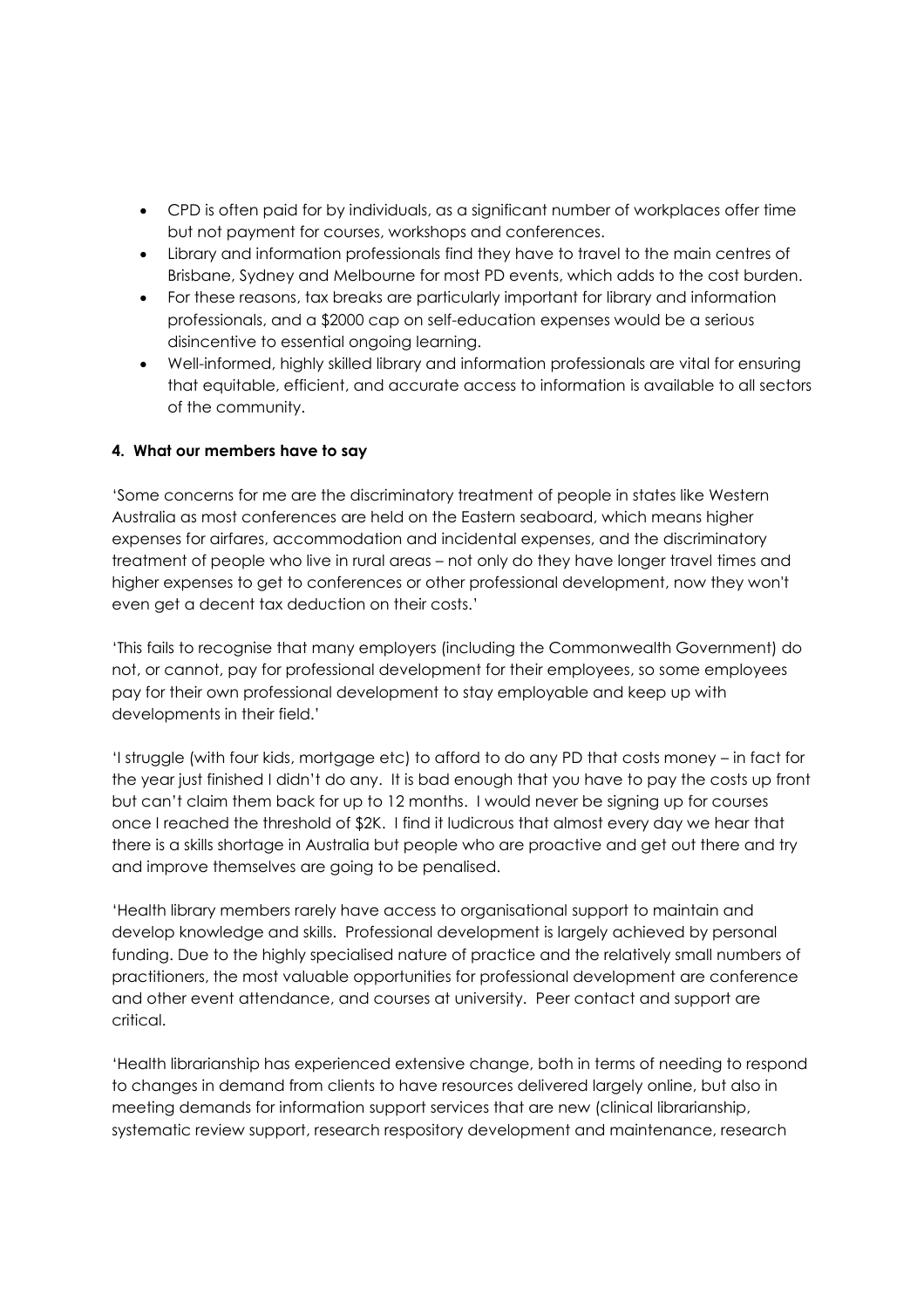- CPD is often paid for by individuals, as a significant number of workplaces offer time but not payment for courses, workshops and conferences.
- Library and information professionals find they have to travel to the main centres of Brisbane, Sydney and Melbourne for most PD events, which adds to the cost burden.
- For these reasons, tax breaks are particularly important for library and information professionals, and a $2000 cap on self-education expenses would be a serious disincentive to essential ongoing learning.
- Well-informed, highly skilled library and information professionals are vital for ensuring that equitable, efficient, and accurate access to information is available to all sectors of the community.

**4. What our members have to say**

'Some concerns for me are the discriminatory treatment of people in states like Western Australia as most conferences are held on the Eastern seaboard, which means higher expenses for airfares, accommodation and incidental expenses, and the discriminatory treatment of people who live in rural areas – not only do they have longer travel times and higher expenses to get to conferences or other professional development, now they won't even get a decent tax deduction on their costs.'

'This fails to recognise that many employers (including the Commonwealth Government) do not, or cannot, pay for professional development for their employees, so some employees pay for their own professional development to stay employable and keep up with developments in their field.'

'I struggle (with four kids, mortgage etc) to afford to do any PD that costs money – in fact for the year just finished I didn't do any. It is bad enough that you have to pay the costs up front but can't claim them back for up to 12 months. I would never be signing up for courses once I reached the threshold of $2K. I find it ludicrous that almost every day we hear that there is a skills shortage in Australia but people who are proactive and get out there and try and improve themselves are going to be penalised.

'Health library members rarely have access to organisational support to maintain and develop knowledge and skills. Professional development is largely achieved by personal funding. Due to the highly specialised nature of practice and the relatively small numbers of practitioners, the most valuable opportunities for professional development are conference and other event attendance, and courses at university. Peer contact and support are critical.

'Health librarianship has experienced extensive change, both in terms of needing to respond to changes in demand from clients to have resources delivered largely online, but also in meeting demands for information support services that are new (clinical librarianship, systematic review support, research respository development and maintenance, research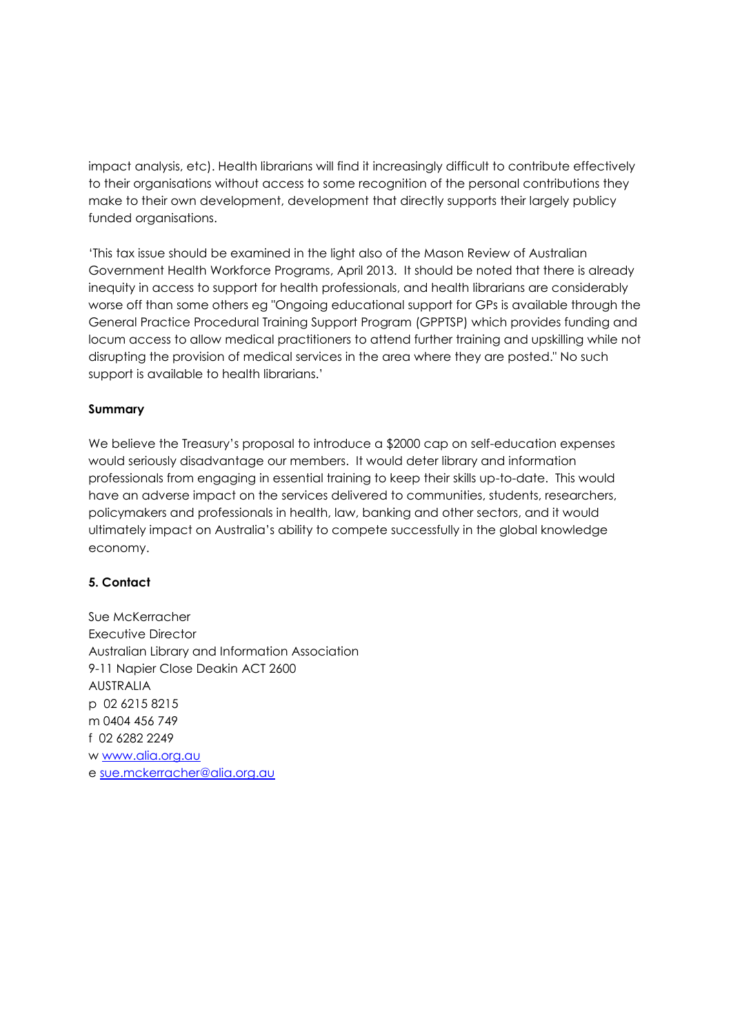impact analysis, etc). Health librarians will find it increasingly difficult to contribute effectively to their organisations without access to some recognition of the personal contributions they make to their own development, development that directly supports their largely publicy funded organisations.

'This tax issue should be examined in the light also of the Mason Review of Australian Government Health Workforce Programs, April 2013. It should be noted that there is already inequity in access to support for health professionals, and health librarians are considerably worse off than some others eg "Ongoing educational support for GPs is available through the General Practice Procedural Training Support Program (GPPTSP) which provides funding and locum access to allow medical practitioners to attend further training and upskilling while not disrupting the provision of medical services in the area where they are posted." No such support is available to health librarians.'

**Summary**

We believe the Treasury's proposal to introduce a $2000 cap on self-education expenses would seriously disadvantage our members. It would deter library and information professionals from engaging in essential training to keep their skills up-to-date. This would have an adverse impact on the services delivered to communities, students, researchers, policymakers and professionals in health, law, banking and other sectors, and it would ultimately impact on Australia's ability to compete successfully in the global knowledge economy.

**5. Contact**

Sue McKerracher
Executive Director
Australian Library and Information Association
9-11 Napier Close Deakin ACT 2600
AUSTRALIA
p 02 6215 8215
m 0404 456 749
f 02 6282 2249
w www.alia.org.au
e sue.mckerracher@alia.org.au